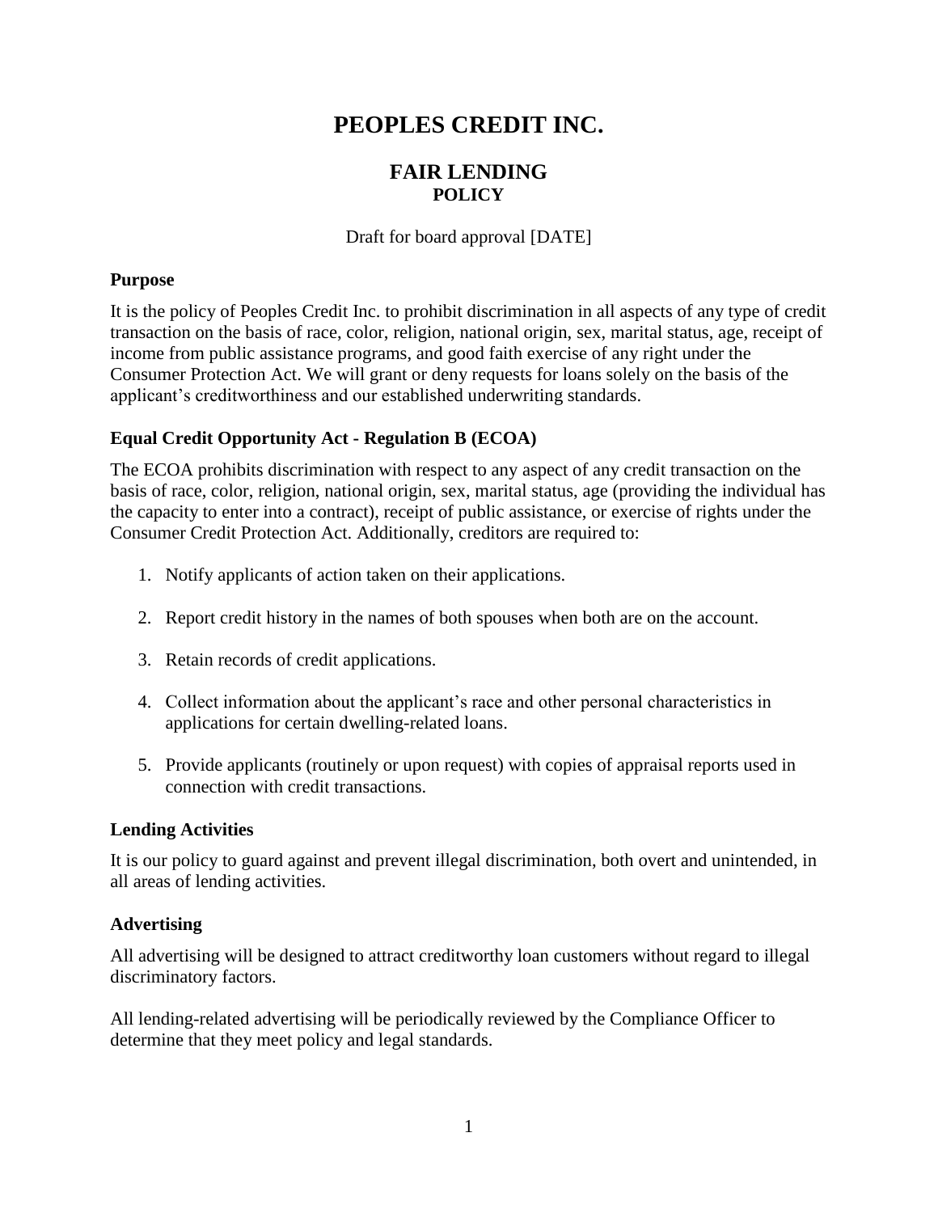# PEOPLES CREDIT INC.

## FAIR LENDING
### POLICY

Draft for board approval [DATE]

**Purpose**

It is the policy of Peoples Credit Inc. to prohibit discrimination in all aspects of any type of credit transaction on the basis of race, color, religion, national origin, sex, marital status, age, receipt of income from public assistance programs, and good faith exercise of any right under the Consumer Protection Act. We will grant or deny requests for loans solely on the basis of the applicant's creditworthiness and our established underwriting standards.

**Equal Credit Opportunity Act - Regulation B (ECOA)**

The ECOA prohibits discrimination with respect to any aspect of any credit transaction on the basis of race, color, religion, national origin, sex, marital status, age (providing the individual has the capacity to enter into a contract), receipt of public assistance, or exercise of rights under the Consumer Credit Protection Act. Additionally, creditors are required to:

1. Notify applicants of action taken on their applications.
2. Report credit history in the names of both spouses when both are on the account.
3. Retain records of credit applications.
4. Collect information about the applicant's race and other personal characteristics in applications for certain dwelling-related loans.
5. Provide applicants (routinely or upon request) with copies of appraisal reports used in connection with credit transactions.

**Lending Activities**

It is our policy to guard against and prevent illegal discrimination, both overt and unintended, in all areas of lending activities.

**Advertising**

All advertising will be designed to attract creditworthy loan customers without regard to illegal discriminatory factors.

All lending-related advertising will be periodically reviewed by the Compliance Officer to determine that they meet policy and legal standards.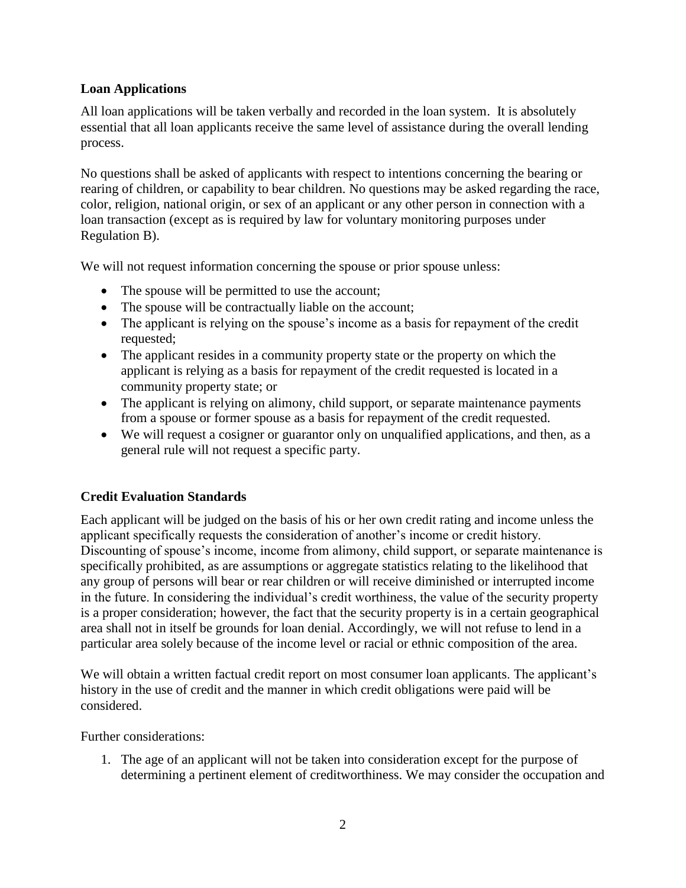**Loan Applications**

All loan applications will be taken verbally and recorded in the loan system. It is absolutely essential that all loan applicants receive the same level of assistance during the overall lending process.

No questions shall be asked of applicants with respect to intentions concerning the bearing or rearing of children, or capability to bear children. No questions may be asked regarding the race, color, religion, national origin, or sex of an applicant or any other person in connection with a loan transaction (except as is required by law for voluntary monitoring purposes under Regulation B).

We will not request information concerning the spouse or prior spouse unless:

- The spouse will be permitted to use the account;
- The spouse will be contractually liable on the account;
- The applicant is relying on the spouse's income as a basis for repayment of the credit requested;
- The applicant resides in a community property state or the property on which the applicant is relying as a basis for repayment of the credit requested is located in a community property state; or
- The applicant is relying on alimony, child support, or separate maintenance payments from a spouse or former spouse as a basis for repayment of the credit requested.
- We will request a cosigner or guarantor only on unqualified applications, and then, as a general rule will not request a specific party.

**Credit Evaluation Standards**

Each applicant will be judged on the basis of his or her own credit rating and income unless the applicant specifically requests the consideration of another's income or credit history. Discounting of spouse's income, income from alimony, child support, or separate maintenance is specifically prohibited, as are assumptions or aggregate statistics relating to the likelihood that any group of persons will bear or rear children or will receive diminished or interrupted income in the future. In considering the individual's credit worthiness, the value of the security property is a proper consideration; however, the fact that the security property is in a certain geographical area shall not in itself be grounds for loan denial. Accordingly, we will not refuse to lend in a particular area solely because of the income level or racial or ethnic composition of the area.

We will obtain a written factual credit report on most consumer loan applicants. The applicant's history in the use of credit and the manner in which credit obligations were paid will be considered.

Further considerations:

1. The age of an applicant will not be taken into consideration except for the purpose of determining a pertinent element of creditworthiness. We may consider the occupation and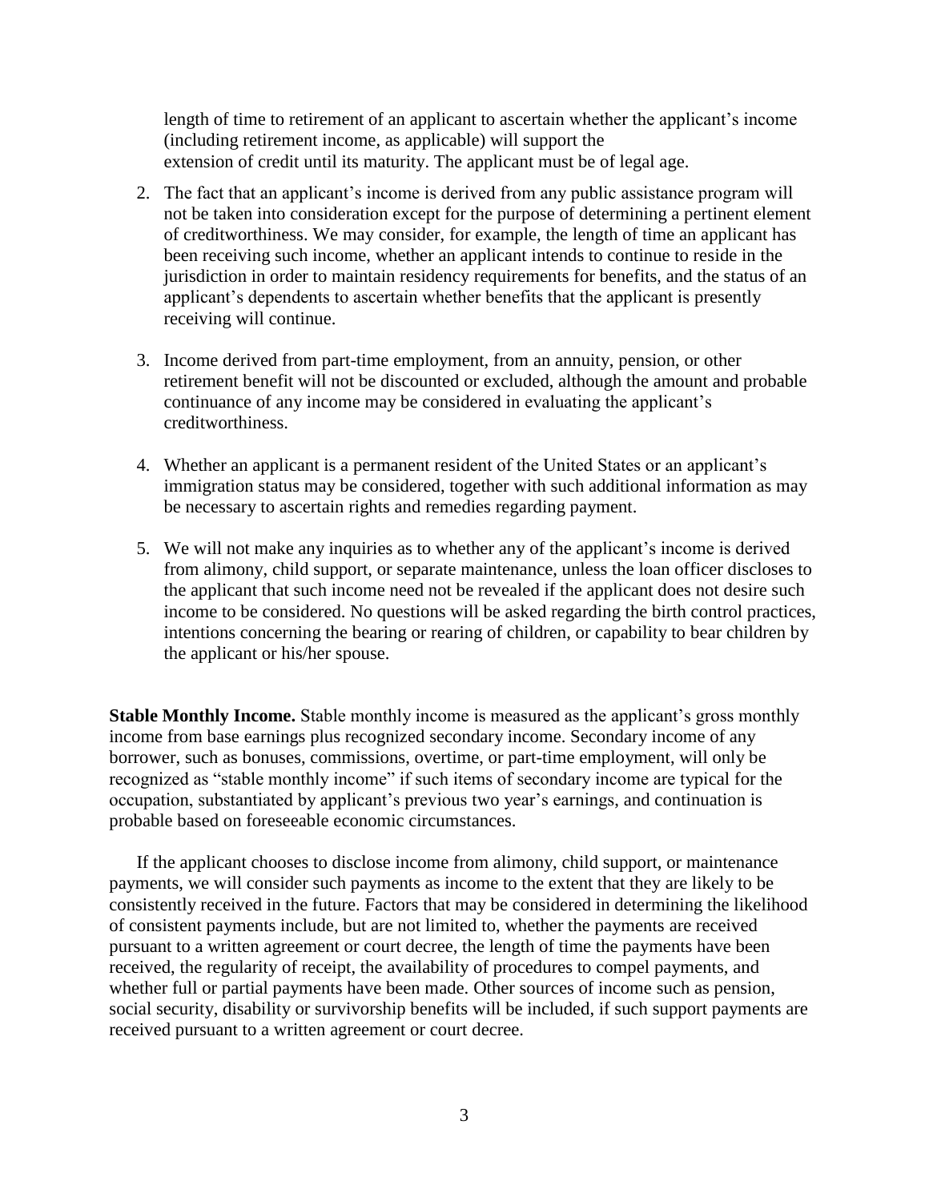length of time to retirement of an applicant to ascertain whether the applicant's income (including retirement income, as applicable) will support the extension of credit until its maturity. The applicant must be of legal age.

2. The fact that an applicant's income is derived from any public assistance program will not be taken into consideration except for the purpose of determining a pertinent element of creditworthiness. We may consider, for example, the length of time an applicant has been receiving such income, whether an applicant intends to continue to reside in the jurisdiction in order to maintain residency requirements for benefits, and the status of an applicant's dependents to ascertain whether benefits that the applicant is presently receiving will continue.

3. Income derived from part-time employment, from an annuity, pension, or other retirement benefit will not be discounted or excluded, although the amount and probable continuance of any income may be considered in evaluating the applicant's creditworthiness.

4. Whether an applicant is a permanent resident of the United States or an applicant's immigration status may be considered, together with such additional information as may be necessary to ascertain rights and remedies regarding payment.

5. We will not make any inquiries as to whether any of the applicant's income is derived from alimony, child support, or separate maintenance, unless the loan officer discloses to the applicant that such income need not be revealed if the applicant does not desire such income to be considered. No questions will be asked regarding the birth control practices, intentions concerning the bearing or rearing of children, or capability to bear children by the applicant or his/her spouse.

**Stable Monthly Income.** Stable monthly income is measured as the applicant's gross monthly income from base earnings plus recognized secondary income. Secondary income of any borrower, such as bonuses, commissions, overtime, or part-time employment, will only be recognized as "stable monthly income" if such items of secondary income are typical for the occupation, substantiated by applicant's previous two year's earnings, and continuation is probable based on foreseeable economic circumstances.

If the applicant chooses to disclose income from alimony, child support, or maintenance payments, we will consider such payments as income to the extent that they are likely to be consistently received in the future. Factors that may be considered in determining the likelihood of consistent payments include, but are not limited to, whether the payments are received pursuant to a written agreement or court decree, the length of time the payments have been received, the regularity of receipt, the availability of procedures to compel payments, and whether full or partial payments have been made. Other sources of income such as pension, social security, disability or survivorship benefits will be included, if such support payments are received pursuant to a written agreement or court decree.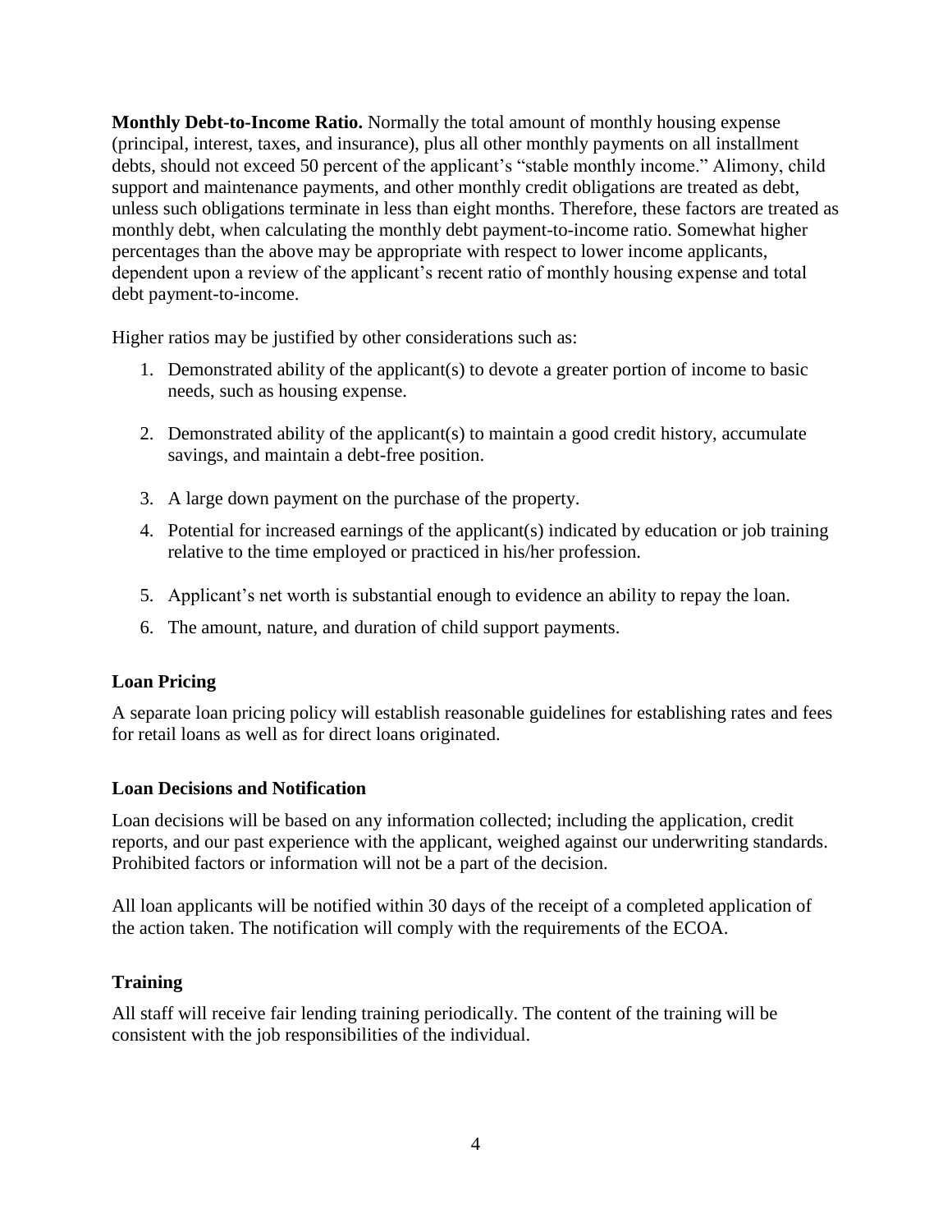**Monthly Debt-to-Income Ratio.** Normally the total amount of monthly housing expense (principal, interest, taxes, and insurance), plus all other monthly payments on all installment debts, should not exceed 50 percent of the applicant's "stable monthly income." Alimony, child support and maintenance payments, and other monthly credit obligations are treated as debt, unless such obligations terminate in less than eight months. Therefore, these factors are treated as monthly debt, when calculating the monthly debt payment-to-income ratio. Somewhat higher percentages than the above may be appropriate with respect to lower income applicants, dependent upon a review of the applicant's recent ratio of monthly housing expense and total debt payment-to-income.

Higher ratios may be justified by other considerations such as:

1. Demonstrated ability of the applicant(s) to devote a greater portion of income to basic needs, such as housing expense.
2. Demonstrated ability of the applicant(s) to maintain a good credit history, accumulate savings, and maintain a debt-free position.
3. A large down payment on the purchase of the property.
4. Potential for increased earnings of the applicant(s) indicated by education or job training relative to the time employed or practiced in his/her profession.
5. Applicant's net worth is substantial enough to evidence an ability to repay the loan.
6. The amount, nature, and duration of child support payments.

### Loan Pricing

A separate loan pricing policy will establish reasonable guidelines for establishing rates and fees for retail loans as well as for direct loans originated.

### Loan Decisions and Notification

Loan decisions will be based on any information collected; including the application, credit reports, and our past experience with the applicant, weighed against our underwriting standards. Prohibited factors or information will not be a part of the decision.

All loan applicants will be notified within 30 days of the receipt of a completed application of the action taken. The notification will comply with the requirements of the ECOA.

### Training

All staff will receive fair lending training periodically. The content of the training will be consistent with the job responsibilities of the individual.